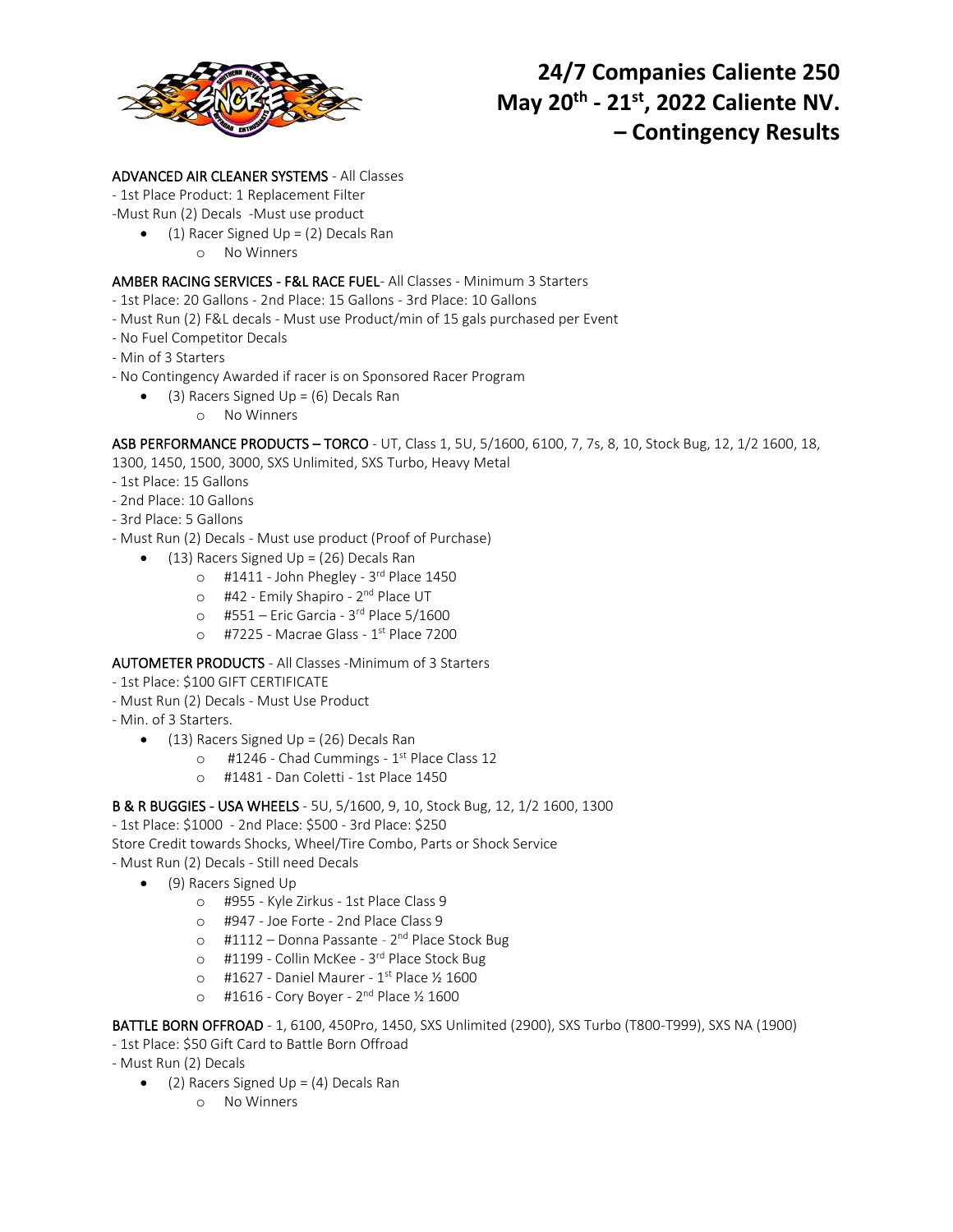# 24/7 Companies Caliente 250
# May 20th - 21st, 2022 Caliente NV. – Contingency Results

ADVANCED AIR CLEANER SYSTEMS - All Classes
- 1st Place Product: 1 Replacement Filter
-Must Run (2) Decals -Must use product

- (1) Racer Signed Up = (2) Decals Ran
  - No Winners

AMBER RACING SERVICES - F&L RACE FUEL- All Classes - Minimum 3 Starters
- 1st Place: 20 Gallons - 2nd Place: 15 Gallons - 3rd Place: 10 Gallons
- Must Run (2) F&L decals - Must use Product/min of 15 gals purchased per Event
- No Fuel Competitor Decals
- Min of 3 Starters
- No Contingency Awarded if racer is on Sponsored Racer Program

- (3) Racers Signed Up = (6) Decals Ran
  - No Winners

ASB PERFORMANCE PRODUCTS – TORCO - UT, Class 1, 5U, 5/1600, 6100, 7, 7s, 8, 10, Stock Bug, 12, 1/2 1600, 18, 1300, 1450, 1500, 3000, SXS Unlimited, SXS Turbo, Heavy Metal
- 1st Place: 15 Gallons
- 2nd Place: 10 Gallons
- 3rd Place: 5 Gallons
- Must Run (2) Decals - Must use product (Proof of Purchase)

- (13) Racers Signed Up = (26) Decals Ran
  - #1411 - John Phegley - 3rd Place 1450
  - #42 - Emily Shapiro - 2nd Place UT
  - #551 – Eric Garcia - 3rd Place 5/1600
  - #7225 - Macrae Glass - 1st Place 7200

AUTOMETER PRODUCTS - All Classes -Minimum of 3 Starters
- 1st Place: $100 GIFT CERTIFICATE
- Must Run (2) Decals - Must Use Product
- Min. of 3 Starters.

- (13) Racers Signed Up = (26) Decals Ran
  - #1246 - Chad Cummings - 1st Place Class 12
  - #1481 - Dan Coletti - 1st Place 1450

B & R BUGGIES - USA WHEELS - 5U, 5/1600, 9, 10, Stock Bug, 12, 1/2 1600, 1300
- 1st Place: $1000 - 2nd Place: $500 - 3rd Place: $250
Store Credit towards Shocks, Wheel/Tire Combo, Parts or Shock Service
- Must Run (2) Decals - Still need Decals

- (9) Racers Signed Up
  - #955 - Kyle Zirkus - 1st Place Class 9
  - #947 - Joe Forte - 2nd Place Class 9
  - #1112 – Donna Passante - 2nd Place Stock Bug
  - #1199 - Collin McKee - 3rd Place Stock Bug
  - #1627 - Daniel Maurer - 1st Place ½ 1600
  - #1616 - Cory Boyer - 2nd Place ½ 1600

BATTLE BORN OFFROAD - 1, 6100, 450Pro, 1450, SXS Unlimited (2900), SXS Turbo (T800-T999), SXS NA (1900)
- 1st Place: $50 Gift Card to Battle Born Offroad
- Must Run (2) Decals

- (2) Racers Signed Up = (4) Decals Ran
  - No Winners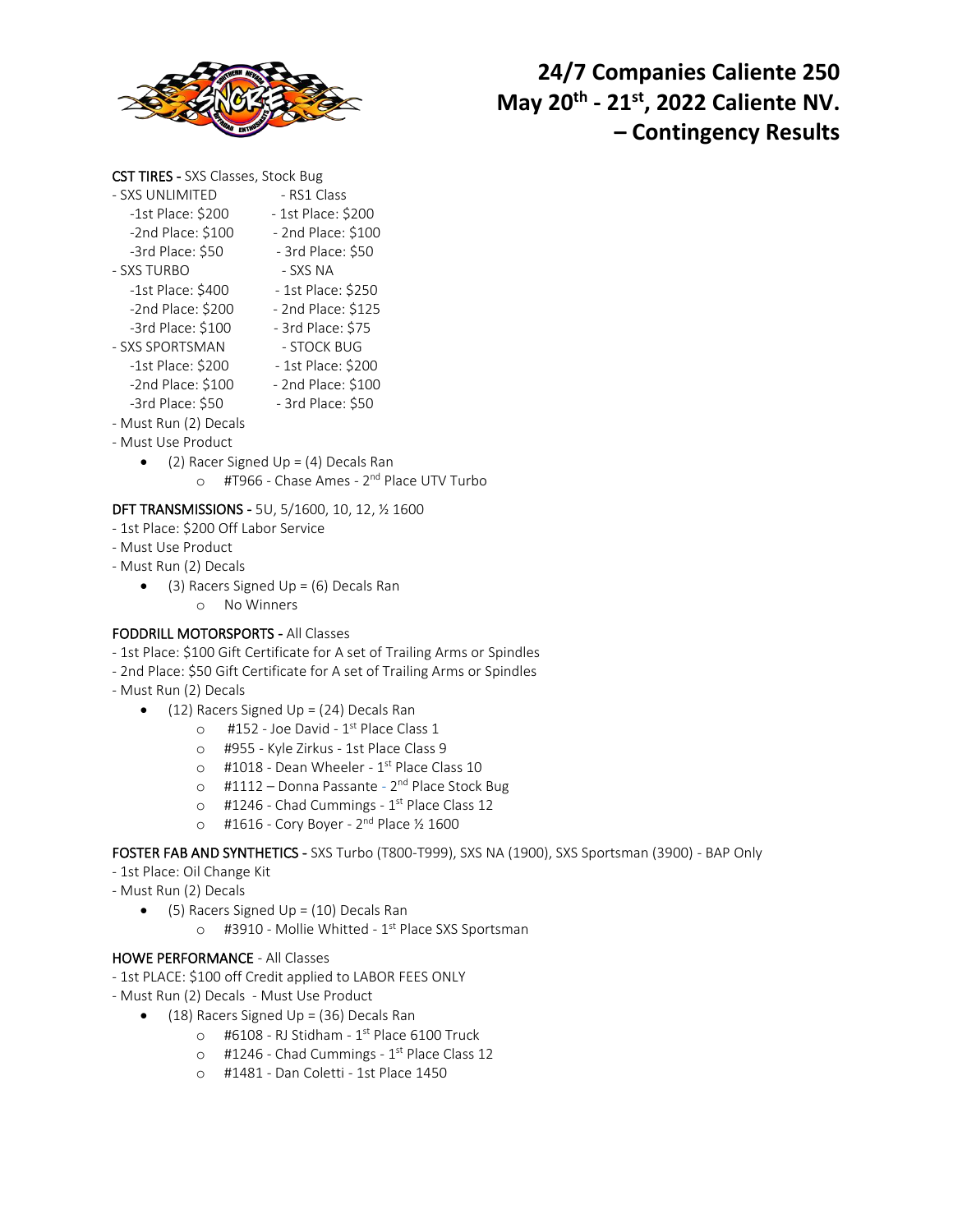# 24/7 Companies Caliente 250
# May 20th - 21st, 2022 Caliente NV. – Contingency Results

**CST TIRES** - SXS Classes, Stock Bug

- SXS UNLIMITED
  - 1st Place: $200
  - 2nd Place: $100
  - 3rd Place: $50
- SXS TURBO
  - 1st Place: $400
  - 2nd Place: $200
  - 3rd Place: $100
- SXS SPORTSMAN
  - 1st Place: $200
  - 2nd Place: $100
  - 3rd Place: $50
- RS1 Class
  - 1st Place: $200
  - 2nd Place: $100
  - 3rd Place: $50
- SXS NA
  - 1st Place: $250
  - 2nd Place: $125
  - 3rd Place: $75
- STOCK BUG
  - 1st Place: $200
  - 2nd Place: $100
  - 3rd Place: $50
- Must Run (2) Decals
- Must Use Product
  - (2) Racer Signed Up = (4) Decals Ran
    - #T966 - Chase Ames - 2nd Place UTV Turbo

**DFT TRANSMISSIONS** - 5U, 5/1600, 10, 12, ½ 1600

- 1st Place: $200 Off Labor Service
- Must Use Product
- Must Run (2) Decals
  - (3) Racers Signed Up = (6) Decals Ran
    - No Winners

**FODDRILL MOTORSPORTS** - All Classes

- 1st Place: $100 Gift Certificate for A set of Trailing Arms or Spindles
- 2nd Place: $50 Gift Certificate for A set of Trailing Arms or Spindles
- Must Run (2) Decals
  - (12) Racers Signed Up = (24) Decals Ran
    - #152 - Joe David - 1st Place Class 1
    - #955 - Kyle Zirkus - 1st Place Class 9
    - #1018 - Dean Wheeler - 1st Place Class 10
    - #1112 – Donna Passante - 2nd Place Stock Bug
    - #1246 - Chad Cummings - 1st Place Class 12
    - #1616 - Cory Boyer - 2nd Place ½ 1600

**FOSTER FAB AND SYNTHETICS** - SXS Turbo (T800-T999), SXS NA (1900), SXS Sportsman (3900) - BAP Only

- 1st Place: Oil Change Kit
- Must Run (2) Decals
  - (5) Racers Signed Up = (10) Decals Ran
    - #3910 - Mollie Whitted - 1st Place SXS Sportsman

**HOWE PERFORMANCE** - All Classes

- 1st PLACE: $100 off Credit applied to LABOR FEES ONLY
- Must Run (2) Decals - Must Use Product
  - (18) Racers Signed Up = (36) Decals Ran
    - #6108 - RJ Stidham - 1st Place 6100 Truck
    - #1246 - Chad Cummings - 1st Place Class 12
    - #1481 - Dan Coletti - 1st Place 1450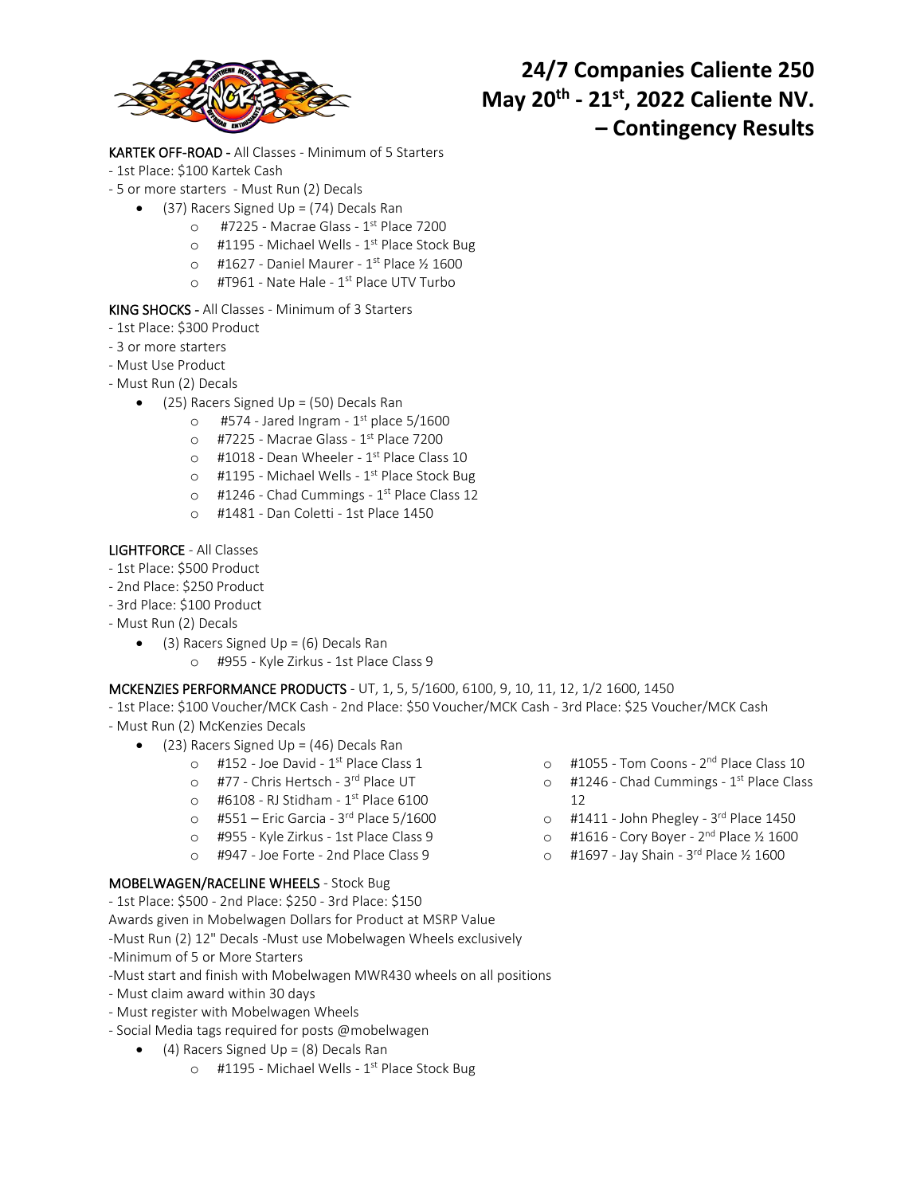# 24/7 Companies Caliente 250
# May 20th - 21st, 2022 Caliente NV. – Contingency Results

KARTEK OFF-ROAD - All Classes - Minimum of 5 Starters

- 1st Place: $100 Kartek Cash
- 5 or more starters - Must Run (2) Decals
  - (37) Racers Signed Up = (74) Decals Ran
    - #7225 - Macrae Glass - 1st Place 7200
    - #1195 - Michael Wells - 1st Place Stock Bug
    - #1627 - Daniel Maurer - 1st Place ½ 1600
    - #T961 - Nate Hale - 1st Place UTV Turbo

KING SHOCKS - All Classes - Minimum of 3 Starters

- 1st Place: $300 Product
- 3 or more starters
- Must Use Product
- Must Run (2) Decals
  - (25) Racers Signed Up = (50) Decals Ran
    - #574 - Jared Ingram - 1st place 5/1600
    - #7225 - Macrae Glass - 1st Place 7200
    - #1018 - Dean Wheeler - 1st Place Class 10
    - #1195 - Michael Wells - 1st Place Stock Bug
    - #1246 - Chad Cummings - 1st Place Class 12
    - #1481 - Dan Coletti - 1st Place 1450

LIGHTFORCE - All Classes

- 1st Place: $500 Product
- 2nd Place: $250 Product
- 3rd Place: $100 Product
- Must Run (2) Decals
  - (3) Racers Signed Up = (6) Decals Ran
    - #955 - Kyle Zirkus - 1st Place Class 9

MCKENZIES PERFORMANCE PRODUCTS - UT, 1, 5, 5/1600, 6100, 9, 10, 11, 12, 1/2 1600, 1450

- 1st Place: $100 Voucher/MCK Cash - 2nd Place: $50 Voucher/MCK Cash - 3rd Place: $25 Voucher/MCK Cash
- Must Run (2) McKenzies Decals
  - (23) Racers Signed Up = (46) Decals Ran
    - #152 - Joe David - 1st Place Class 1
    - #77 - Chris Hertsch - 3rd Place UT
    - #6108 - RJ Stidham - 1st Place 6100
    - #551 – Eric Garcia - 3rd Place 5/1600
    - #955 - Kyle Zirkus - 1st Place Class 9
    - #947 - Joe Forte - 2nd Place Class 9
    - #1055 - Tom Coons - 2nd Place Class 10
    - #1246 - Chad Cummings - 1st Place Class 12
    - #1411 - John Phegley - 3rd Place 1450
    - #1616 - Cory Boyer - 2nd Place ½ 1600
    - #1697 - Jay Shain - 3rd Place ½ 1600

MOBELWAGEN/RACELINE WHEELS - Stock Bug

- 1st Place: $500 - 2nd Place: $250 - 3rd Place: $150

Awards given in Mobelwagen Dollars for Product at MSRP Value

-Must Run (2) 12" Decals -Must use Mobelwagen Wheels exclusively

-Minimum of 5 or More Starters

-Must start and finish with Mobelwagen MWR430 wheels on all positions

- Must claim award within 30 days
- Must register with Mobelwagen Wheels
- Social Media tags required for posts @mobelwagen
  - (4) Racers Signed Up = (8) Decals Ran
    - #1195 - Michael Wells - 1st Place Stock Bug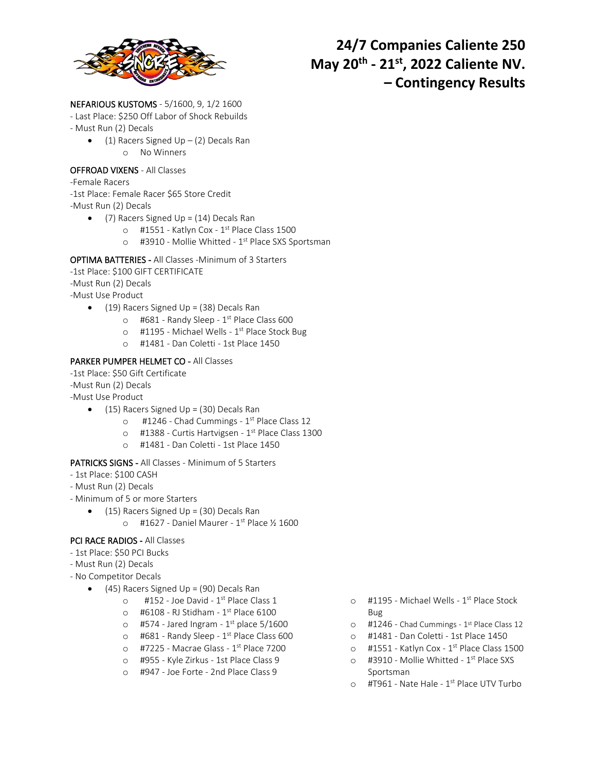# 24/7 Companies Caliente 250
## May 20th - 21st, 2022 Caliente NV. – Contingency Results

NEFARIOUS KUSTOMS - 5/1600, 9, 1/2 1600

- Last Place: $250 Off Labor of Shock Rebuilds
- Must Run (2) Decals
  - (1) Racers Signed Up – (2) Decals Ran
    - No Winners

OFFROAD VIXENS - All Classes

-Female Racers
-1st Place: Female Racer $65 Store Credit
-Must Run (2) Decals

- (7) Racers Signed Up = (14) Decals Ran
  - #1551 - Katlyn Cox - 1st Place Class 1500
  - #3910 - Mollie Whitted - 1st Place SXS Sportsman

OPTIMA BATTERIES - All Classes -Minimum of 3 Starters

-1st Place: $100 GIFT CERTIFICATE
-Must Run (2) Decals
-Must Use Product

- (19) Racers Signed Up = (38) Decals Ran
  - #681 - Randy Sleep - 1st Place Class 600
  - #1195 - Michael Wells - 1st Place Stock Bug
  - #1481 - Dan Coletti - 1st Place 1450

PARKER PUMPER HELMET CO - All Classes

-1st Place: $50 Gift Certificate
-Must Run (2) Decals
-Must Use Product

- (15) Racers Signed Up = (30) Decals Ran
  - #1246 - Chad Cummings - 1st Place Class 12
  - #1388 - Curtis Hartvigsen - 1st Place Class 1300
  - #1481 - Dan Coletti - 1st Place 1450

PATRICKS SIGNS - All Classes - Minimum of 5 Starters

- 1st Place: $100 CASH
- Must Run (2) Decals
- Minimum of 5 or more Starters
  - (15) Racers Signed Up = (30) Decals Ran
    - #1627 - Daniel Maurer - 1st Place ½ 1600

PCI RACE RADIOS - All Classes

- 1st Place: $50 PCI Bucks
- Must Run (2) Decals
- No Competitor Decals
  - (45) Racers Signed Up = (90) Decals Ran
    - #152 - Joe David - 1st Place Class 1
    - #6108 - RJ Stidham - 1st Place 6100
    - #574 - Jared Ingram - 1st place 5/1600
    - #681 - Randy Sleep - 1st Place Class 600
    - #7225 - Macrae Glass - 1st Place 7200
    - #955 - Kyle Zirkus - 1st Place Class 9
    - #947 - Joe Forte - 2nd Place Class 9
    - #1195 - Michael Wells - 1st Place Stock Bug
    - #1246 - Chad Cummings - 1st Place Class 12
    - #1481 - Dan Coletti - 1st Place 1450
    - #1551 - Katlyn Cox - 1st Place Class 1500
    - #3910 - Mollie Whitted - 1st Place SXS Sportsman
    - #T961 - Nate Hale - 1st Place UTV Turbo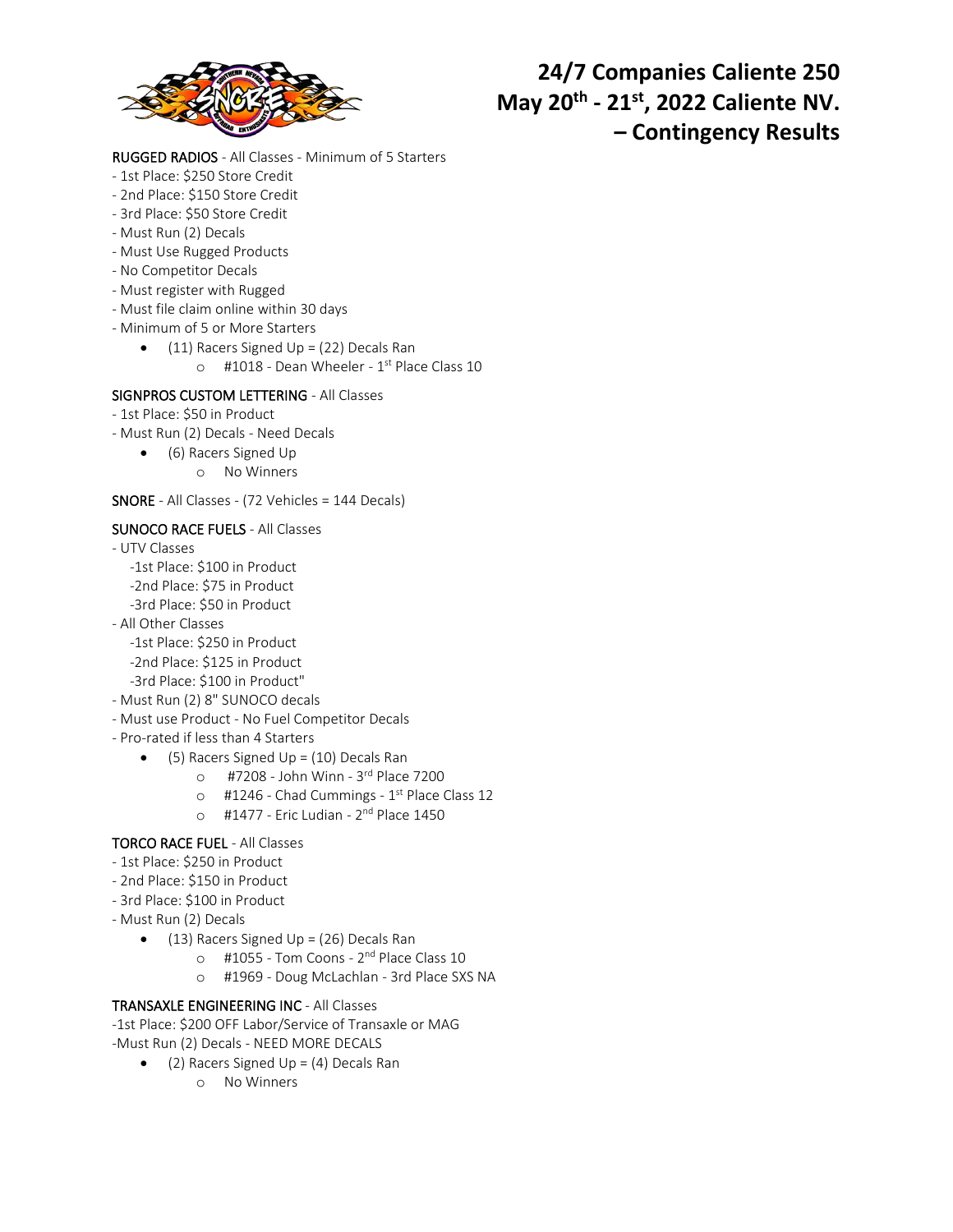# 24/7 Companies Caliente 250
# May 20th - 21st, 2022 Caliente NV.
# – Contingency Results

RUGGED RADIOS - All Classes - Minimum of 5 Starters

- 1st Place: $250 Store Credit
- 2nd Place: $150 Store Credit
- 3rd Place: $50 Store Credit
- Must Run (2) Decals
- Must Use Rugged Products
- No Competitor Decals
- Must register with Rugged
- Must file claim online within 30 days
- Minimum of 5 or More Starters
    - (11) Racers Signed Up = (22) Decals Ran
        - #1018 - Dean Wheeler - 1st Place Class 10

SIGNPROS CUSTOM LETTERING - All Classes

- 1st Place: $50 in Product
- Must Run (2) Decals - Need Decals
    - (6) Racers Signed Up
        - No Winners

SNORE - All Classes - (72 Vehicles = 144 Decals)

SUNOCO RACE FUELS - All Classes

- UTV Classes
    - -1st Place: $100 in Product
    - -2nd Place: $75 in Product
    - -3rd Place: $50 in Product
- All Other Classes
    - -1st Place: $250 in Product
    - -2nd Place: $125 in Product
    - -3rd Place: $100 in Product"
- Must Run (2) 8" SUNOCO decals
- Must use Product - No Fuel Competitor Decals
- Pro-rated if less than 4 Starters
    - (5) Racers Signed Up = (10) Decals Ran
        - #7208 - John Winn - 3rd Place 7200
        - #1246 - Chad Cummings - 1st Place Class 12
        - #1477 - Eric Ludian - 2nd Place 1450

TORCO RACE FUEL - All Classes

- 1st Place: $250 in Product
- 2nd Place: $150 in Product
- 3rd Place: $100 in Product
- Must Run (2) Decals
    - (13) Racers Signed Up = (26) Decals Ran
        - #1055 - Tom Coons - 2nd Place Class 10
        - #1969 - Doug McLachlan - 3rd Place SXS NA

TRANSAXLE ENGINEERING INC - All Classes

-1st Place: $200 OFF Labor/Service of Transaxle or MAG

-Must Run (2) Decals - NEED MORE DECALS

- (2) Racers Signed Up = (4) Decals Ran
    - No Winners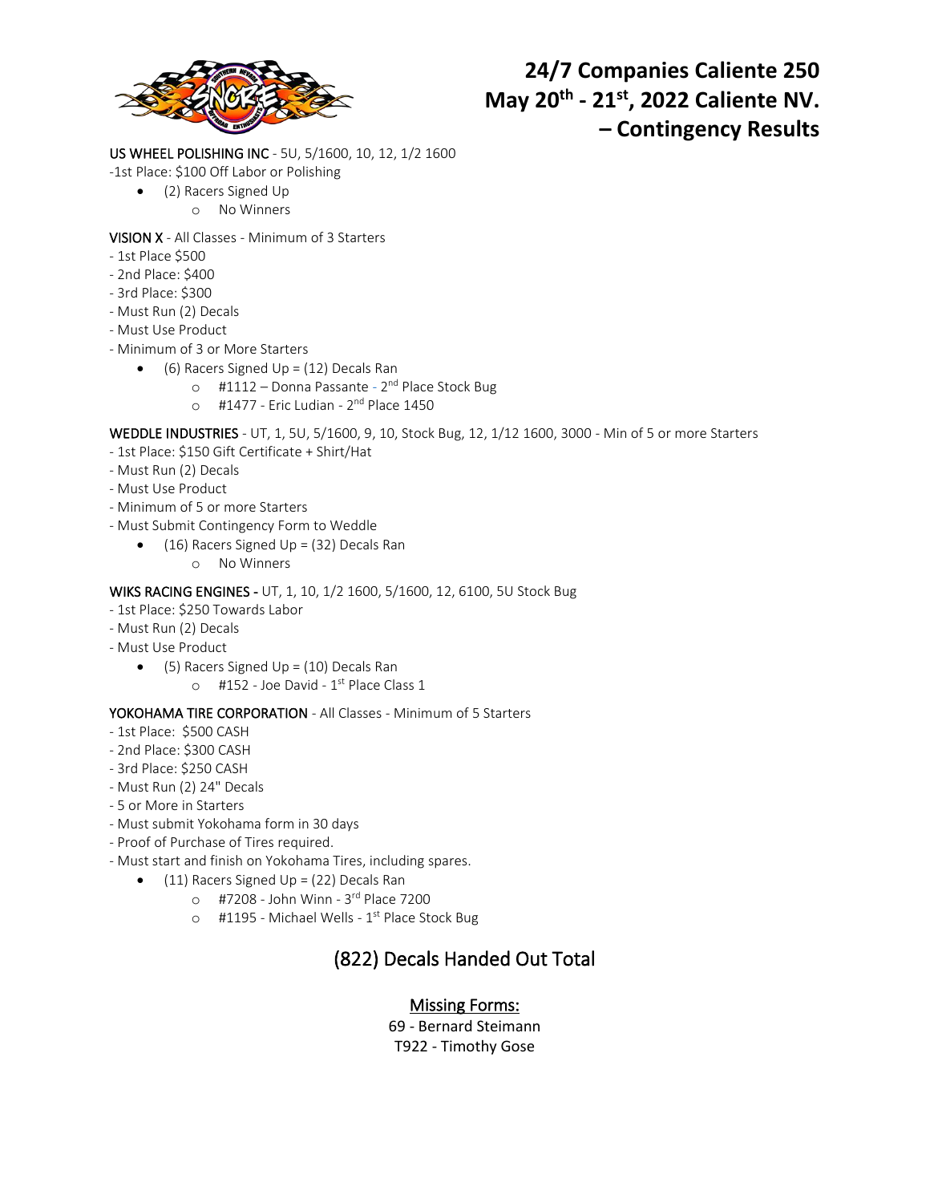# 24/7 Companies Caliente 250
# May 20th - 21st, 2022 Caliente NV. – Contingency Results

US WHEEL POLISHING INC - 5U, 5/1600, 10, 12, 1/2 1600
-1st Place: $100 Off Labor or Polishing

- (2) Racers Signed Up
  - No Winners

VISION X - All Classes - Minimum of 3 Starters
- 1st Place $500
- 2nd Place: $400
- 3rd Place: $300
- Must Run (2) Decals
- Must Use Product
- Minimum of 3 or More Starters

- (6) Racers Signed Up = (12) Decals Ran
  - #1112 – Donna Passante - 2nd Place Stock Bug
  - #1477 - Eric Ludian - 2nd Place 1450

WEDDLE INDUSTRIES - UT, 1, 5U, 5/1600, 9, 10, Stock Bug, 12, 1/12 1600, 3000 - Min of 5 or more Starters
- 1st Place: $150 Gift Certificate + Shirt/Hat
- Must Run (2) Decals
- Must Use Product
- Minimum of 5 or more Starters
- Must Submit Contingency Form to Weddle

- (16) Racers Signed Up = (32) Decals Ran
  - No Winners

WIKS RACING ENGINES - UT, 1, 10, 1/2 1600, 5/1600, 12, 6100, 5U Stock Bug
- 1st Place: $250 Towards Labor
- Must Run (2) Decals
- Must Use Product

- (5) Racers Signed Up = (10) Decals Ran
  - #152 - Joe David - 1st Place Class 1

YOKOHAMA TIRE CORPORATION - All Classes - Minimum of 5 Starters
- 1st Place: $500 CASH
- 2nd Place: $300 CASH
- 3rd Place: $250 CASH
- Must Run (2) 24" Decals
- 5 or More in Starters
- Must submit Yokohama form in 30 days
- Proof of Purchase of Tires required.
- Must start and finish on Yokohama Tires, including spares.

- (11) Racers Signed Up = (22) Decals Ran
  - #7208 - John Winn - 3rd Place 7200
  - #1195 - Michael Wells - 1st Place Stock Bug

## (822) Decals Handed Out Total

**Missing Forms:**

69 - Bernard Steimann
T922 - Timothy Gose